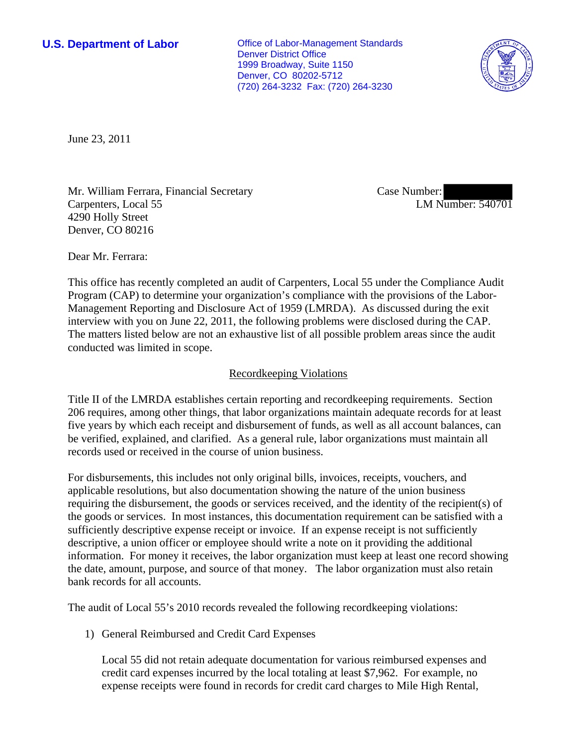**U.S. Department of Labor**

Office of Labor-Management Standards
Denver District Office
1999 Broadway, Suite 1150
Denver, CO 80202-5712
(720) 264-3232 Fax: (720) 264-3230

June 23, 2011

Mr. William Ferrara, Financial Secretary
Carpenters, Local 55
4290 Holly Street
Denver, CO 80216

Case Number:
LM Number: 540701

Dear Mr. Ferrara:

This office has recently completed an audit of Carpenters, Local 55 under the Compliance Audit Program (CAP) to determine your organization's compliance with the provisions of the Labor-Management Reporting and Disclosure Act of 1959 (LMRDA). As discussed during the exit interview with you on June 22, 2011, the following problems were disclosed during the CAP. The matters listed below are not an exhaustive list of all possible problem areas since the audit conducted was limited in scope.

## Recordkeeping Violations

Title II of the LMRDA establishes certain reporting and recordkeeping requirements. Section 206 requires, among other things, that labor organizations maintain adequate records for at least five years by which each receipt and disbursement of funds, as well as all account balances, can be verified, explained, and clarified. As a general rule, labor organizations must maintain all records used or received in the course of union business.

For disbursements, this includes not only original bills, invoices, receipts, vouchers, and applicable resolutions, but also documentation showing the nature of the union business requiring the disbursement, the goods or services received, and the identity of the recipient(s) of the goods or services. In most instances, this documentation requirement can be satisfied with a sufficiently descriptive expense receipt or invoice. If an expense receipt is not sufficiently descriptive, a union officer or employee should write a note on it providing the additional information. For money it receives, the labor organization must keep at least one record showing the date, amount, purpose, and source of that money. The labor organization must also retain bank records for all accounts.

The audit of Local 55's 2010 records revealed the following recordkeeping violations:

1) General Reimbursed and Credit Card Expenses

   Local 55 did not retain adequate documentation for various reimbursed expenses and credit card expenses incurred by the local totaling at least $7,962. For example, no expense receipts were found in records for credit card charges to Mile High Rental,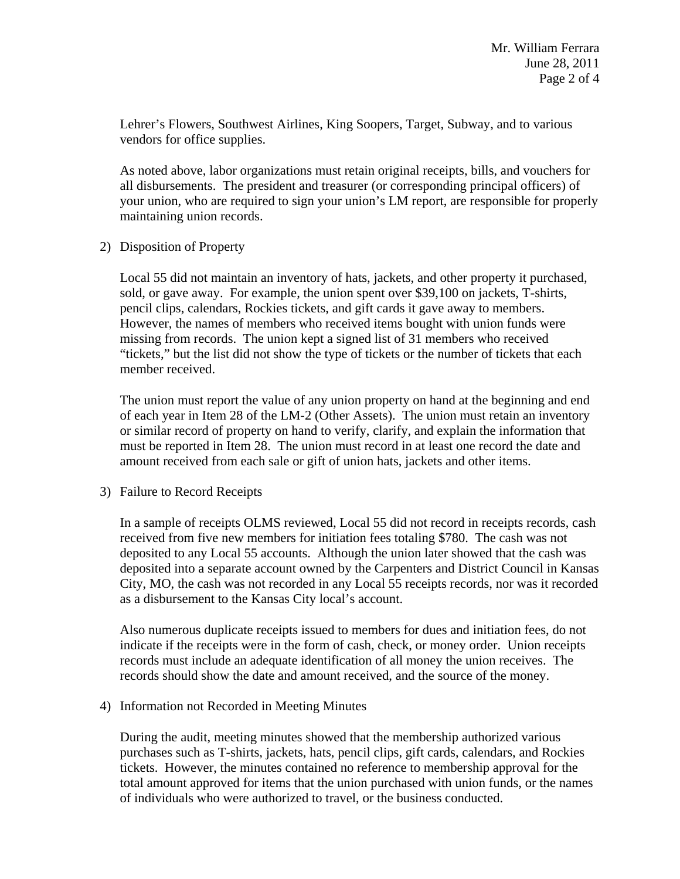Lehrer's Flowers, Southwest Airlines, King Soopers, Target, Subway, and to various vendors for office supplies.

As noted above, labor organizations must retain original receipts, bills, and vouchers for all disbursements. The president and treasurer (or corresponding principal officers) of your union, who are required to sign your union's LM report, are responsible for properly maintaining union records.

2) Disposition of Property

Local 55 did not maintain an inventory of hats, jackets, and other property it purchased, sold, or gave away. For example, the union spent over $39,100 on jackets, T-shirts, pencil clips, calendars, Rockies tickets, and gift cards it gave away to members. However, the names of members who received items bought with union funds were missing from records. The union kept a signed list of 31 members who received "tickets," but the list did not show the type of tickets or the number of tickets that each member received.

The union must report the value of any union property on hand at the beginning and end of each year in Item 28 of the LM-2 (Other Assets). The union must retain an inventory or similar record of property on hand to verify, clarify, and explain the information that must be reported in Item 28. The union must record in at least one record the date and amount received from each sale or gift of union hats, jackets and other items.

3) Failure to Record Receipts

In a sample of receipts OLMS reviewed, Local 55 did not record in receipts records, cash received from five new members for initiation fees totaling $780. The cash was not deposited to any Local 55 accounts. Although the union later showed that the cash was deposited into a separate account owned by the Carpenters and District Council in Kansas City, MO, the cash was not recorded in any Local 55 receipts records, nor was it recorded as a disbursement to the Kansas City local's account.

Also numerous duplicate receipts issued to members for dues and initiation fees, do not indicate if the receipts were in the form of cash, check, or money order. Union receipts records must include an adequate identification of all money the union receives. The records should show the date and amount received, and the source of the money.

4) Information not Recorded in Meeting Minutes

During the audit, meeting minutes showed that the membership authorized various purchases such as T-shirts, jackets, hats, pencil clips, gift cards, calendars, and Rockies tickets. However, the minutes contained no reference to membership approval for the total amount approved for items that the union purchased with union funds, or the names of individuals who were authorized to travel, or the business conducted.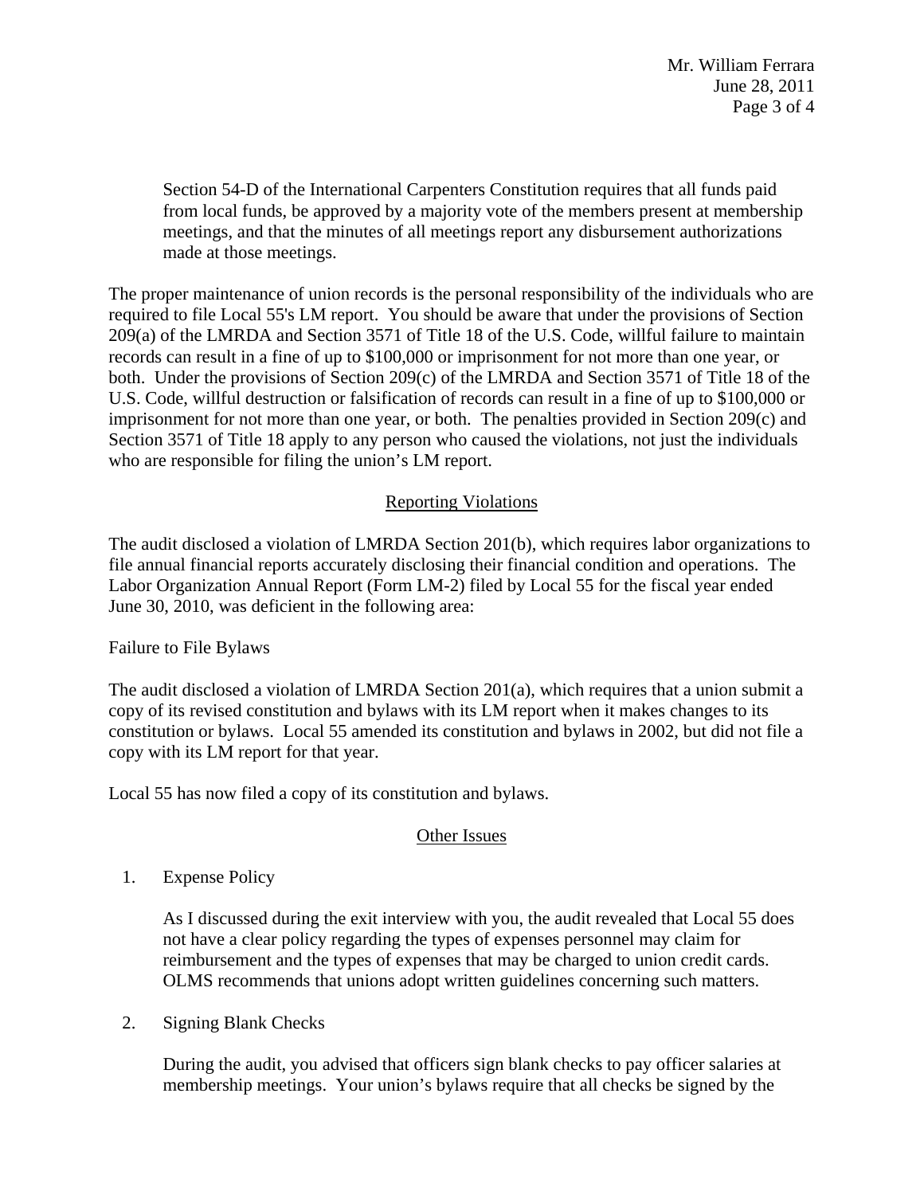Section 54-D of the International Carpenters Constitution requires that all funds paid from local funds, be approved by a majority vote of the members present at membership meetings, and that the minutes of all meetings report any disbursement authorizations made at those meetings.

The proper maintenance of union records is the personal responsibility of the individuals who are required to file Local 55's LM report. You should be aware that under the provisions of Section 209(a) of the LMRDA and Section 3571 of Title 18 of the U.S. Code, willful failure to maintain records can result in a fine of up to $100,000 or imprisonment for not more than one year, or both. Under the provisions of Section 209(c) of the LMRDA and Section 3571 of Title 18 of the U.S. Code, willful destruction or falsification of records can result in a fine of up to $100,000 or imprisonment for not more than one year, or both. The penalties provided in Section 209(c) and Section 3571 of Title 18 apply to any person who caused the violations, not just the individuals who are responsible for filing the union's LM report.

## Reporting Violations

The audit disclosed a violation of LMRDA Section 201(b), which requires labor organizations to file annual financial reports accurately disclosing their financial condition and operations. The Labor Organization Annual Report (Form LM-2) filed by Local 55 for the fiscal year ended June 30, 2010, was deficient in the following area:

Failure to File Bylaws

The audit disclosed a violation of LMRDA Section 201(a), which requires that a union submit a copy of its revised constitution and bylaws with its LM report when it makes changes to its constitution or bylaws. Local 55 amended its constitution and bylaws in 2002, but did not file a copy with its LM report for that year.

Local 55 has now filed a copy of its constitution and bylaws.

## Other Issues

1. Expense Policy

   As I discussed during the exit interview with you, the audit revealed that Local 55 does not have a clear policy regarding the types of expenses personnel may claim for reimbursement and the types of expenses that may be charged to union credit cards. OLMS recommends that unions adopt written guidelines concerning such matters.

2. Signing Blank Checks

   During the audit, you advised that officers sign blank checks to pay officer salaries at membership meetings. Your union's bylaws require that all checks be signed by the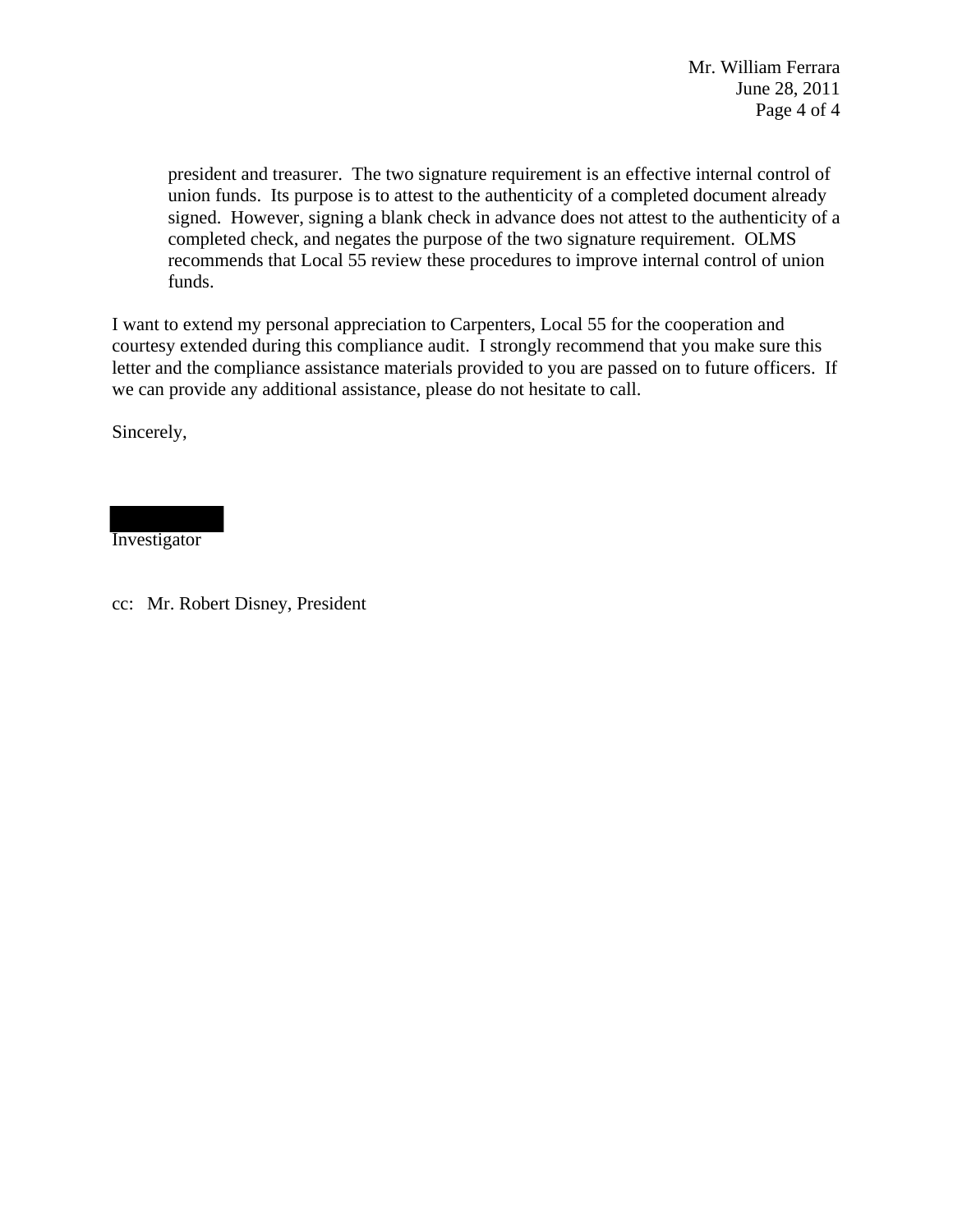president and treasurer. The two signature requirement is an effective internal control of union funds. Its purpose is to attest to the authenticity of a completed document already signed. However, signing a blank check in advance does not attest to the authenticity of a completed check, and negates the purpose of the two signature requirement. OLMS recommends that Local 55 review these procedures to improve internal control of union funds.

I want to extend my personal appreciation to Carpenters, Local 55 for the cooperation and courtesy extended during this compliance audit. I strongly recommend that you make sure this letter and the compliance assistance materials provided to you are passed on to future officers. If we can provide any additional assistance, please do not hesitate to call.

Sincerely,

Investigator

cc: Mr. Robert Disney, President